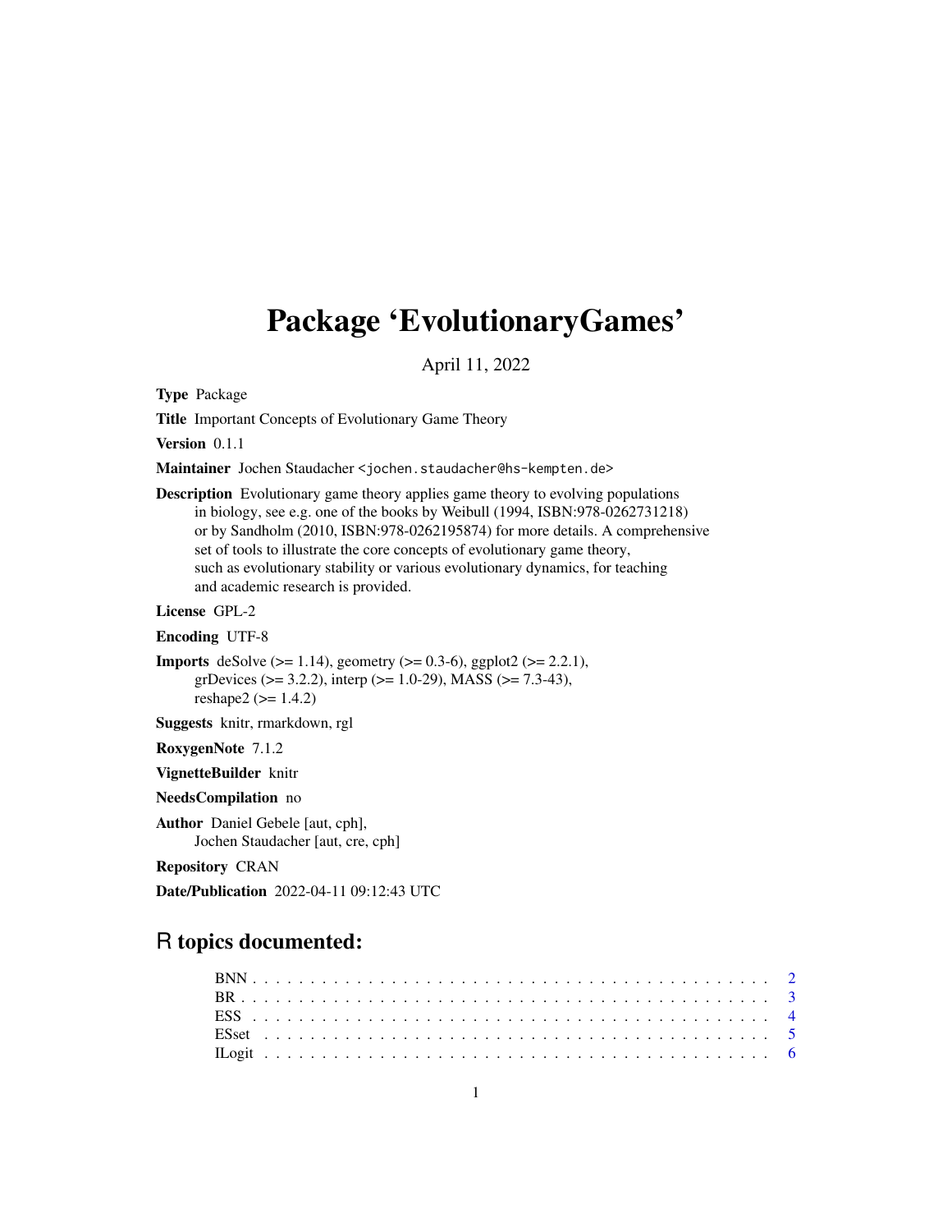# Package 'EvolutionaryGames'

April 11, 2022

**Type** Package

**Title** Important Concepts of Evolutionary Game Theory

**Version** 0.1.1

**Maintainer** Jochen Staudacher <jochen.staudacher@hs-kempten.de>

**Description** Evolutionary game theory applies game theory to evolving populations in biology, see e.g. one of the books by Weibull (1994, ISBN:978-0262731218) or by Sandholm (2010, ISBN:978-0262195874) for more details. A comprehensive set of tools to illustrate the core concepts of evolutionary game theory, such as evolutionary stability or various evolutionary dynamics, for teaching and academic research is provided.

**License** GPL-2

**Encoding** UTF-8

**Imports** deSolve (>= 1.14), geometry (>= 0.3-6), ggplot2 (>= 2.2.1), grDevices (>= 3.2.2), interp (>= 1.0-29), MASS (>= 7.3-43), reshape2 (>= 1.4.2)

**Suggests** knitr, rmarkdown, rgl

**RoxygenNote** 7.1.2

**VignetteBuilder** knitr

**NeedsCompilation** no

**Author** Daniel Gebele [aut, cph], Jochen Staudacher [aut, cre, cph]

**Repository** CRAN

**Date/Publication** 2022-04-11 09:12:43 UTC

## R topics documented:

- BNN . . . . . . . . . . . . . . . . . . . . . . . . . . . . . . . . . . . . . . . . . 2
- BR . . . . . . . . . . . . . . . . . . . . . . . . . . . . . . . . . . . . . . . . . . 3
- ESS . . . . . . . . . . . . . . . . . . . . . . . . . . . . . . . . . . . . . . . . . 4
- ESset . . . . . . . . . . . . . . . . . . . . . . . . . . . . . . . . . . . . . . . . 5
- ILogit . . . . . . . . . . . . . . . . . . . . . . . . . . . . . . . . . . . . . . . . 6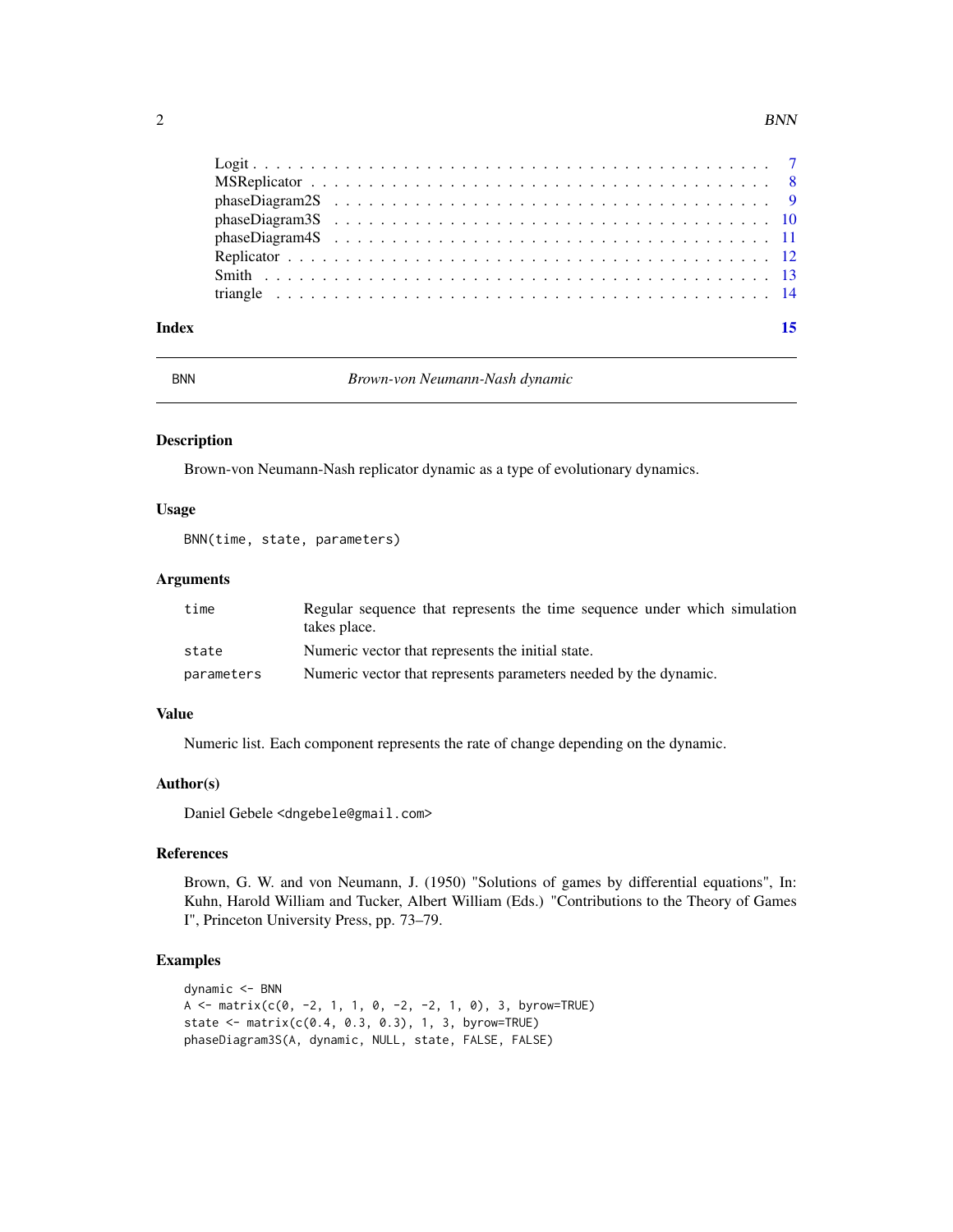| | |
|---|---|
| Logit | 7 |
| MSReplicator | 8 |
| phaseDiagram2S | 9 |
| phaseDiagram3S | 10 |
| phaseDiagram4S | 11 |
| Replicator | 12 |
| Smith | 13 |
| triangle | 14 |

**Index** **15**

---

## BNN — *Brown-von Neumann-Nash dynamic*

### Description

Brown-von Neumann-Nash replicator dynamic as a type of evolutionary dynamics.

### Usage

```
BNN(time, state, parameters)
```

### Arguments

| | |
|---|---|
| `time` | Regular sequence that represents the time sequence under which simulation takes place. |
| `state` | Numeric vector that represents the initial state. |
| `parameters` | Numeric vector that represents parameters needed by the dynamic. |

### Value

Numeric list. Each component represents the rate of change depending on the dynamic.

### Author(s)

Daniel Gebele <dngebele@gmail.com>

### References

Brown, G. W. and von Neumann, J. (1950) "Solutions of games by differential equations", In: Kuhn, Harold William and Tucker, Albert William (Eds.) "Contributions to the Theory of Games I", Princeton University Press, pp. 73–79.

### Examples

```
dynamic <- BNN
A <- matrix(c(0, -2, 1, 1, 0, -2, -2, 1, 0), 3, byrow=TRUE)
state <- matrix(c(0.4, 0.3, 0.3), 1, 3, byrow=TRUE)
phaseDiagram3S(A, dynamic, NULL, state, FALSE, FALSE)
```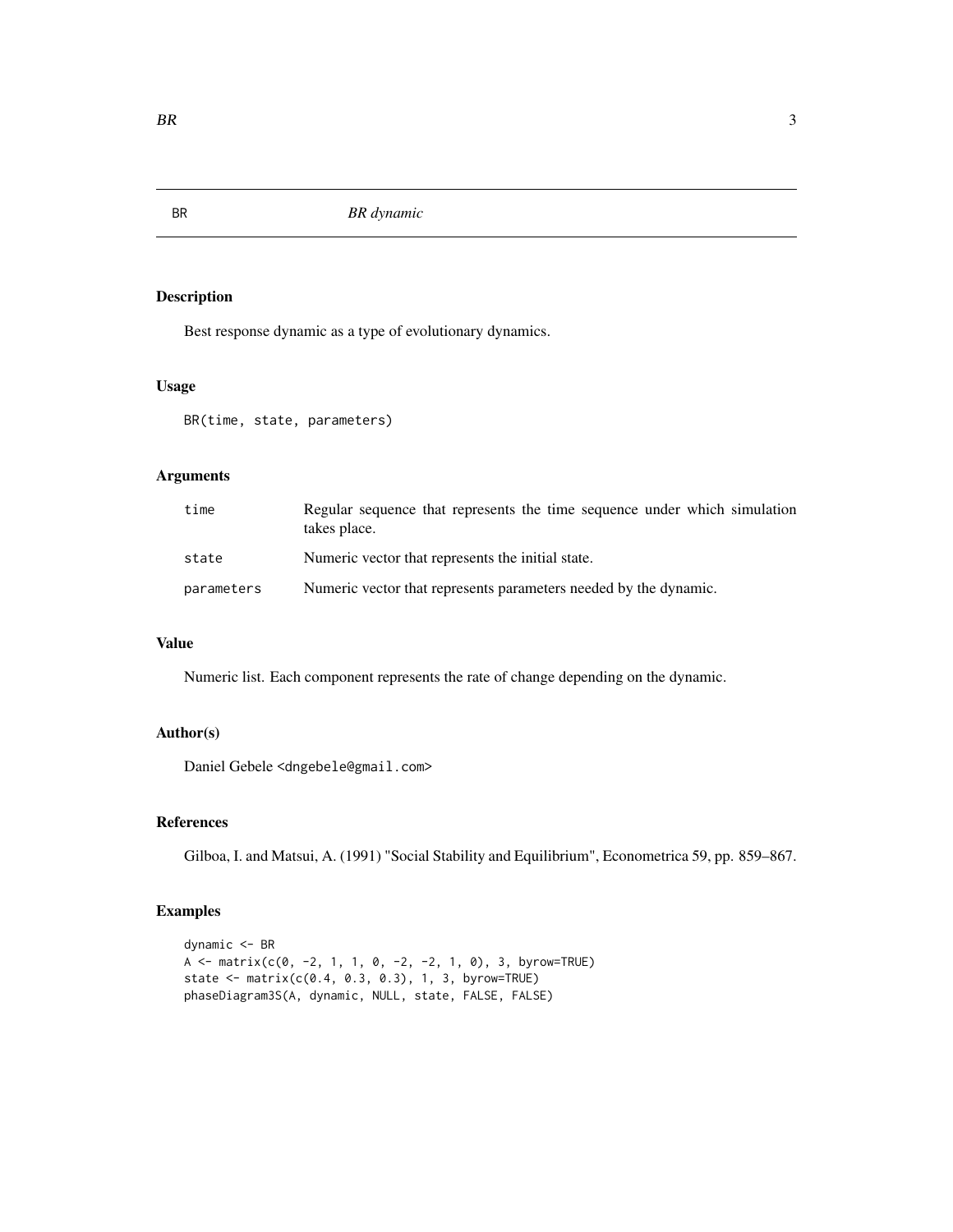BR *BR dynamic*

## Description

Best response dynamic as a type of evolutionary dynamics.

## Usage

```
BR(time, state, parameters)
```

## Arguments

| | |
|---|---|
| time | Regular sequence that represents the time sequence under which simulation takes place. |
| state | Numeric vector that represents the initial state. |
| parameters | Numeric vector that represents parameters needed by the dynamic. |

## Value

Numeric list. Each component represents the rate of change depending on the dynamic.

## Author(s)

Daniel Gebele <dngebele@gmail.com>

## References

Gilboa, I. and Matsui, A. (1991) "Social Stability and Equilibrium", Econometrica 59, pp. 859–867.

## Examples

```
dynamic <- BR
A <- matrix(c(0, -2, 1, 1, 0, -2, -2, 1, 0), 3, byrow=TRUE)
state <- matrix(c(0.4, 0.3, 0.3), 1, 3, byrow=TRUE)
phaseDiagram3S(A, dynamic, NULL, state, FALSE, FALSE)
```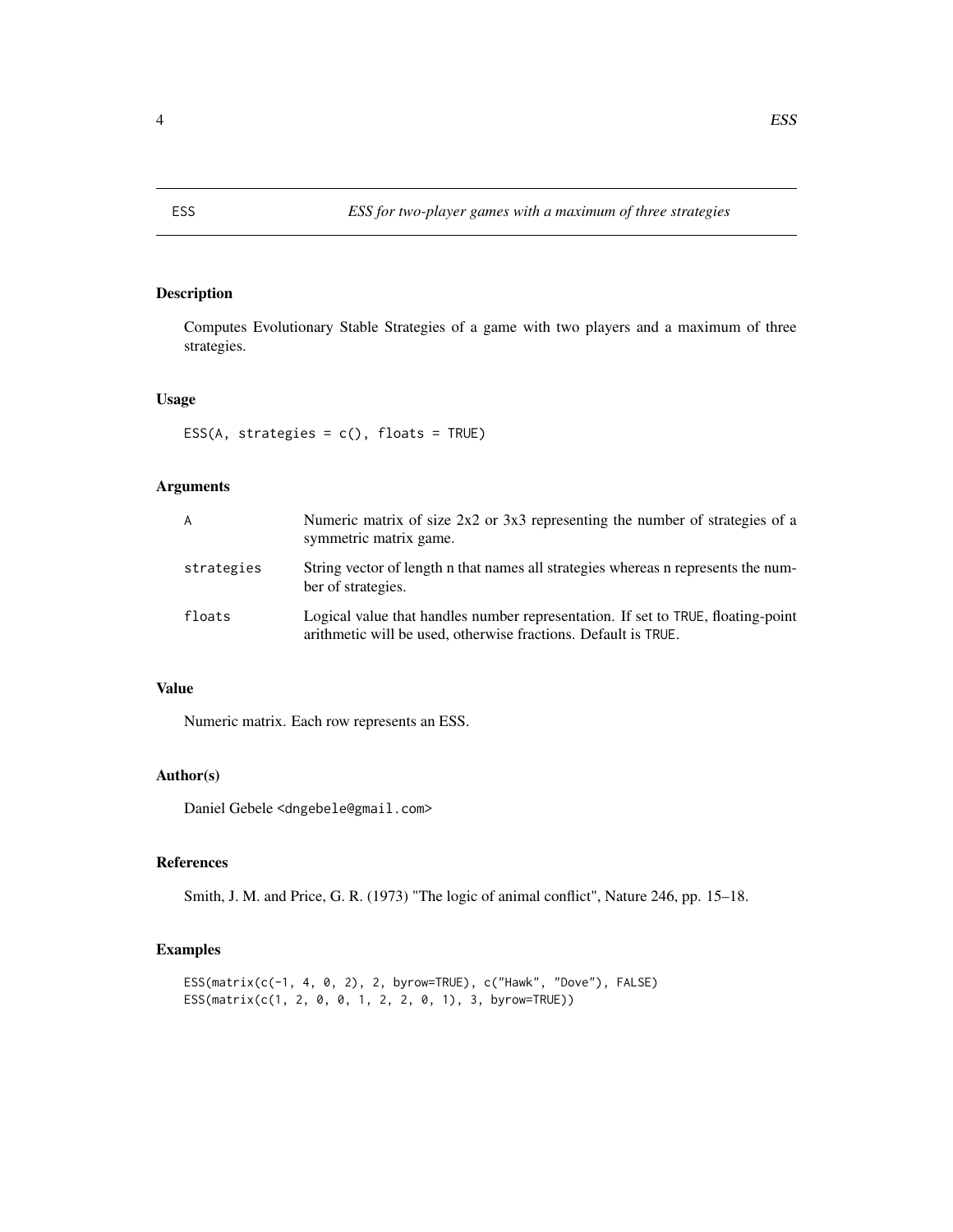# ESS — *ESS for two-player games with a maximum of three strategies*

## Description

Computes Evolutionary Stable Strategies of a game with two players and a maximum of three strategies.

## Usage

```
ESS(A, strategies = c(), floats = TRUE)
```

## Arguments

| | |
|---|---|
| A | Numeric matrix of size 2x2 or 3x3 representing the number of strategies of a symmetric matrix game. |
| strategies | String vector of length n that names all strategies whereas n represents the number of strategies. |
| floats | Logical value that handles number representation. If set to TRUE, floating-point arithmetic will be used, otherwise fractions. Default is TRUE. |

## Value

Numeric matrix. Each row represents an ESS.

## Author(s)

Daniel Gebele <dngebele@gmail.com>

## References

Smith, J. M. and Price, G. R. (1973) "The logic of animal conflict", Nature 246, pp. 15–18.

## Examples

```
ESS(matrix(c(-1, 4, 0, 2), 2, byrow=TRUE), c("Hawk", "Dove"), FALSE)
ESS(matrix(c(1, 2, 0, 0, 1, 2, 2, 0, 1), 3, byrow=TRUE))
```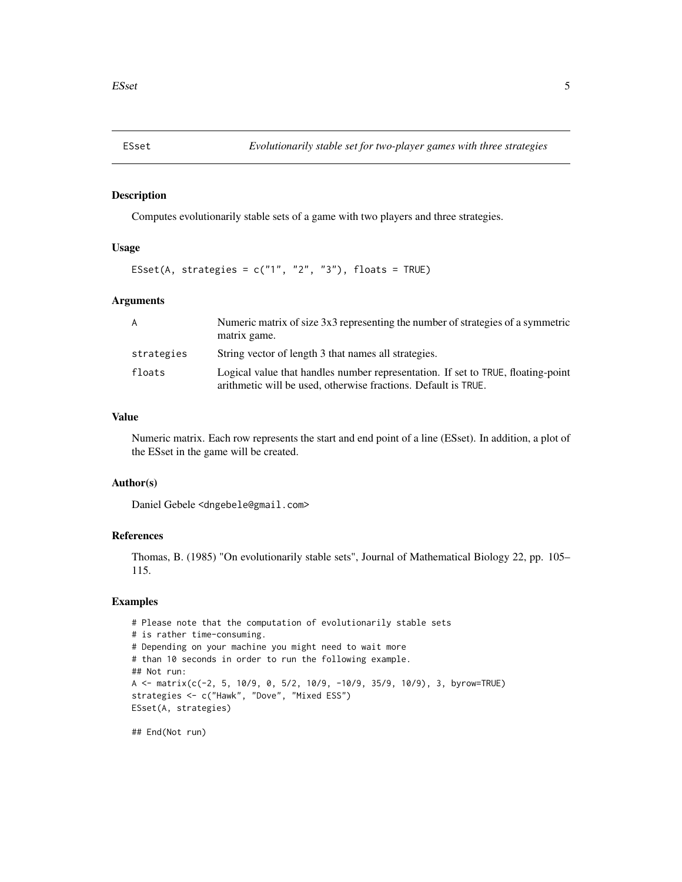# ESset — *Evolutionarily stable set for two-player games with three strategies*

## Description

Computes evolutionarily stable sets of a game with two players and three strategies.

## Usage

```
ESset(A, strategies = c("1", "2", "3"), floats = TRUE)
```

## Arguments

| | |
|---|---|
| A | Numeric matrix of size 3x3 representing the number of strategies of a symmetric matrix game. |
| strategies | String vector of length 3 that names all strategies. |
| floats | Logical value that handles number representation. If set to TRUE, floating-point arithmetic will be used, otherwise fractions. Default is TRUE. |

## Value

Numeric matrix. Each row represents the start and end point of a line (ESset). In addition, a plot of the ESset in the game will be created.

## Author(s)

Daniel Gebele <dngebele@gmail.com>

## References

Thomas, B. (1985) "On evolutionarily stable sets", Journal of Mathematical Biology 22, pp. 105–115.

## Examples

```
# Please note that the computation of evolutionarily stable sets
# is rather time-consuming.
# Depending on your machine you might need to wait more
# than 10 seconds in order to run the following example.
## Not run:
A <- matrix(c(-2, 5, 10/9, 0, 5/2, 10/9, -10/9, 35/9, 10/9), 3, byrow=TRUE)
strategies <- c("Hawk", "Dove", "Mixed ESS")
ESset(A, strategies)

## End(Not run)
```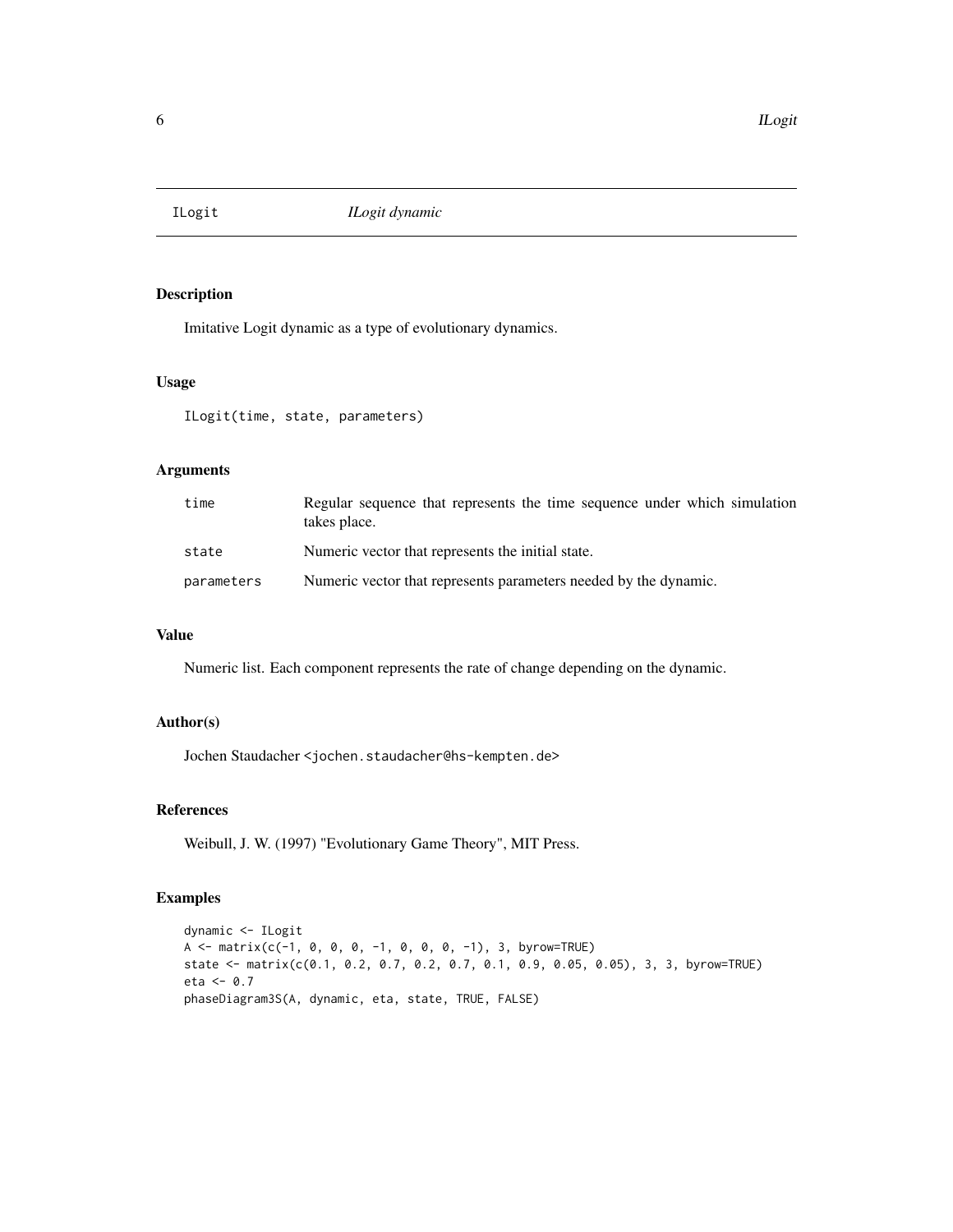# ILogit — *ILogit dynamic*

## Description

Imitative Logit dynamic as a type of evolutionary dynamics.

## Usage

```
ILogit(time, state, parameters)
```

## Arguments

| | |
|---|---|
| time | Regular sequence that represents the time sequence under which simulation takes place. |
| state | Numeric vector that represents the initial state. |
| parameters | Numeric vector that represents parameters needed by the dynamic. |

## Value

Numeric list. Each component represents the rate of change depending on the dynamic.

## Author(s)

Jochen Staudacher <jochen.staudacher@hs-kempten.de>

## References

Weibull, J. W. (1997) "Evolutionary Game Theory", MIT Press.

## Examples

```
dynamic <- ILogit
A <- matrix(c(-1, 0, 0, 0, -1, 0, 0, 0, -1), 3, byrow=TRUE)
state <- matrix(c(0.1, 0.2, 0.7, 0.2, 0.7, 0.1, 0.9, 0.05, 0.05), 3, 3, byrow=TRUE)
eta <- 0.7
phaseDiagram3S(A, dynamic, eta, state, TRUE, FALSE)
```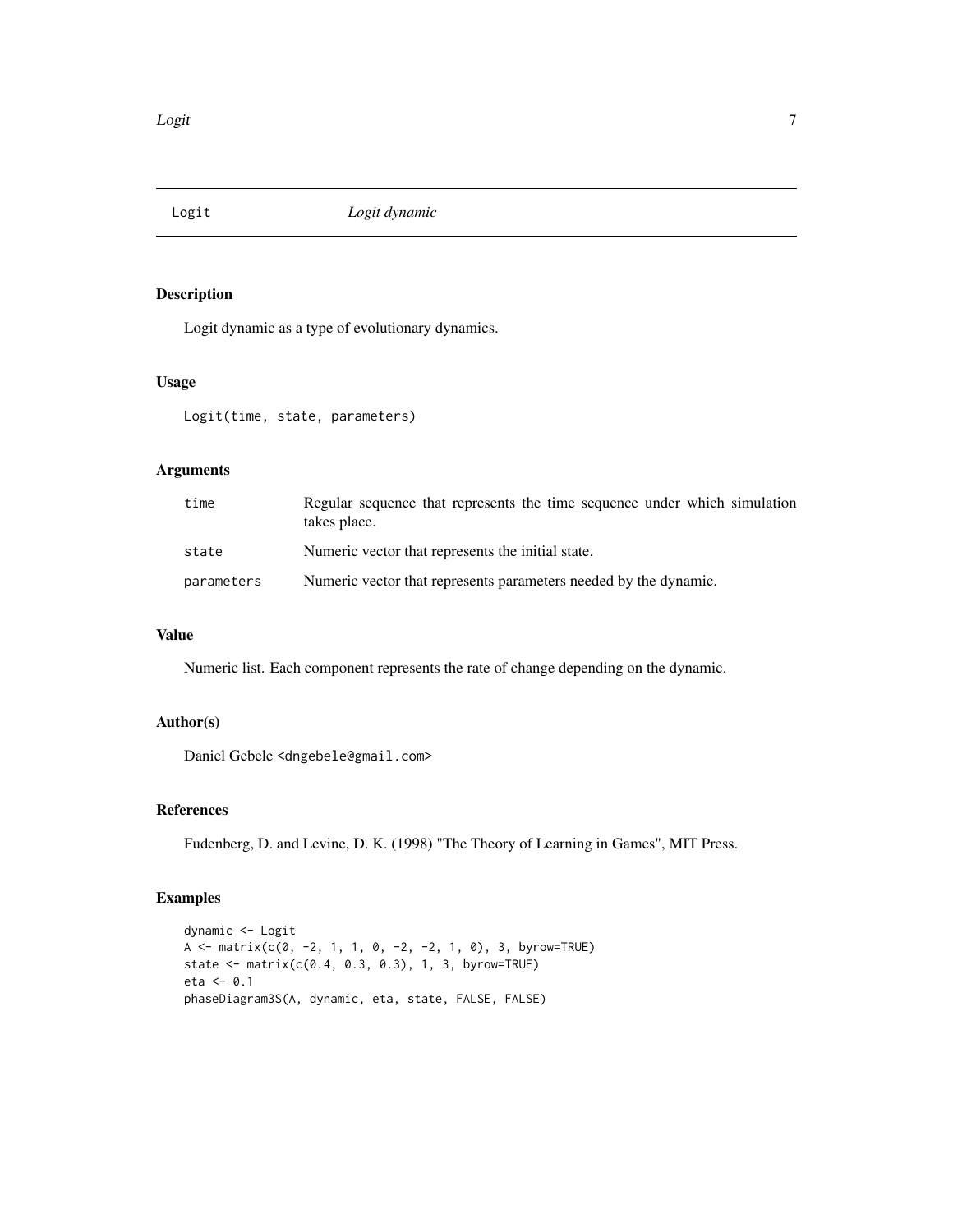## Logit — *Logit dynamic*

### Description

Logit dynamic as a type of evolutionary dynamics.

### Usage

```
Logit(time, state, parameters)
```

### Arguments

| | |
|---|---|
| `time` | Regular sequence that represents the time sequence under which simulation takes place. |
| `state` | Numeric vector that represents the initial state. |
| `parameters` | Numeric vector that represents parameters needed by the dynamic. |

### Value

Numeric list. Each component represents the rate of change depending on the dynamic.

### Author(s)

Daniel Gebele <dngebele@gmail.com>

### References

Fudenberg, D. and Levine, D. K. (1998) "The Theory of Learning in Games", MIT Press.

### Examples

```
dynamic <- Logit
A <- matrix(c(0, -2, 1, 1, 0, -2, -2, 1, 0), 3, byrow=TRUE)
state <- matrix(c(0.4, 0.3, 0.3), 1, 3, byrow=TRUE)
eta <- 0.1
phaseDiagram3S(A, dynamic, eta, state, FALSE, FALSE)
```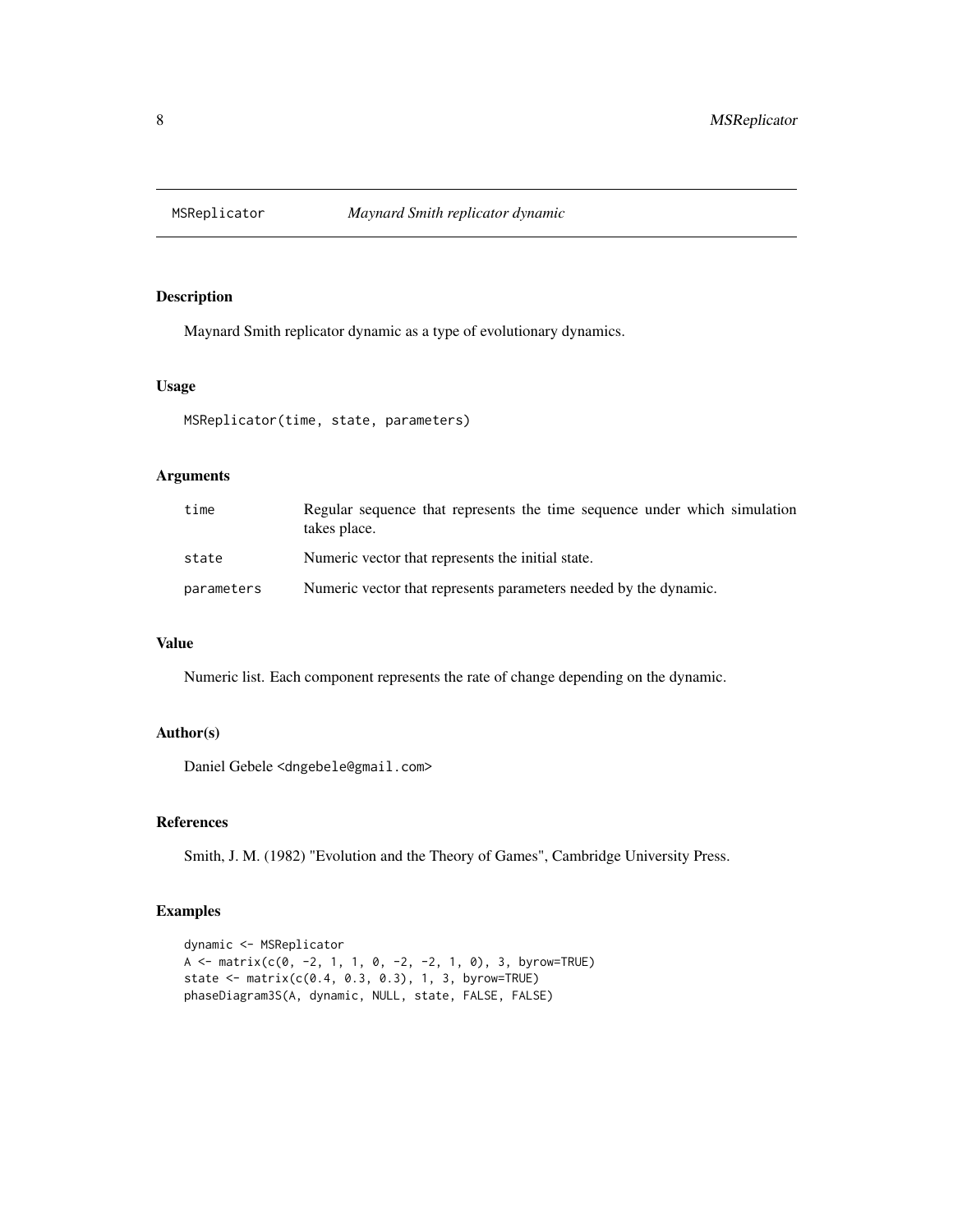# MSReplicator *Maynard Smith replicator dynamic*

## Description

Maynard Smith replicator dynamic as a type of evolutionary dynamics.

## Usage

```
MSReplicator(time, state, parameters)
```

## Arguments

| | |
|---|---|
| time | Regular sequence that represents the time sequence under which simulation takes place. |
| state | Numeric vector that represents the initial state. |
| parameters | Numeric vector that represents parameters needed by the dynamic. |

## Value

Numeric list. Each component represents the rate of change depending on the dynamic.

## Author(s)

Daniel Gebele <dngebele@gmail.com>

## References

Smith, J. M. (1982) "Evolution and the Theory of Games", Cambridge University Press.

## Examples

```
dynamic <- MSReplicator
A <- matrix(c(0, -2, 1, 1, 0, -2, -2, 1, 0), 3, byrow=TRUE)
state <- matrix(c(0.4, 0.3, 0.3), 1, 3, byrow=TRUE)
phaseDiagram3S(A, dynamic, NULL, state, FALSE, FALSE)
```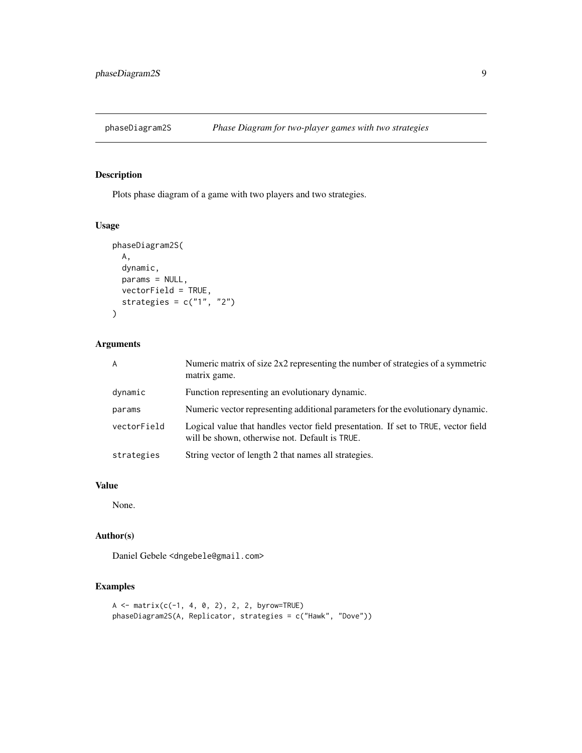# phaseDiagram2S *Phase Diagram for two-player games with two strategies*

## Description

Plots phase diagram of a game with two players and two strategies.

## Usage

```
phaseDiagram2S(
  A,
  dynamic,
  params = NULL,
  vectorField = TRUE,
  strategies = c("1", "2")
)
```

## Arguments

| | |
|---|---|
| A | Numeric matrix of size 2x2 representing the number of strategies of a symmetric matrix game. |
| dynamic | Function representing an evolutionary dynamic. |
| params | Numeric vector representing additional parameters for the evolutionary dynamic. |
| vectorField | Logical value that handles vector field presentation. If set to TRUE, vector field will be shown, otherwise not. Default is TRUE. |
| strategies | String vector of length 2 that names all strategies. |

## Value

None.

## Author(s)

Daniel Gebele <dngebele@gmail.com>

## Examples

```
A <- matrix(c(-1, 4, 0, 2), 2, 2, byrow=TRUE)
phaseDiagram2S(A, Replicator, strategies = c("Hawk", "Dove"))
```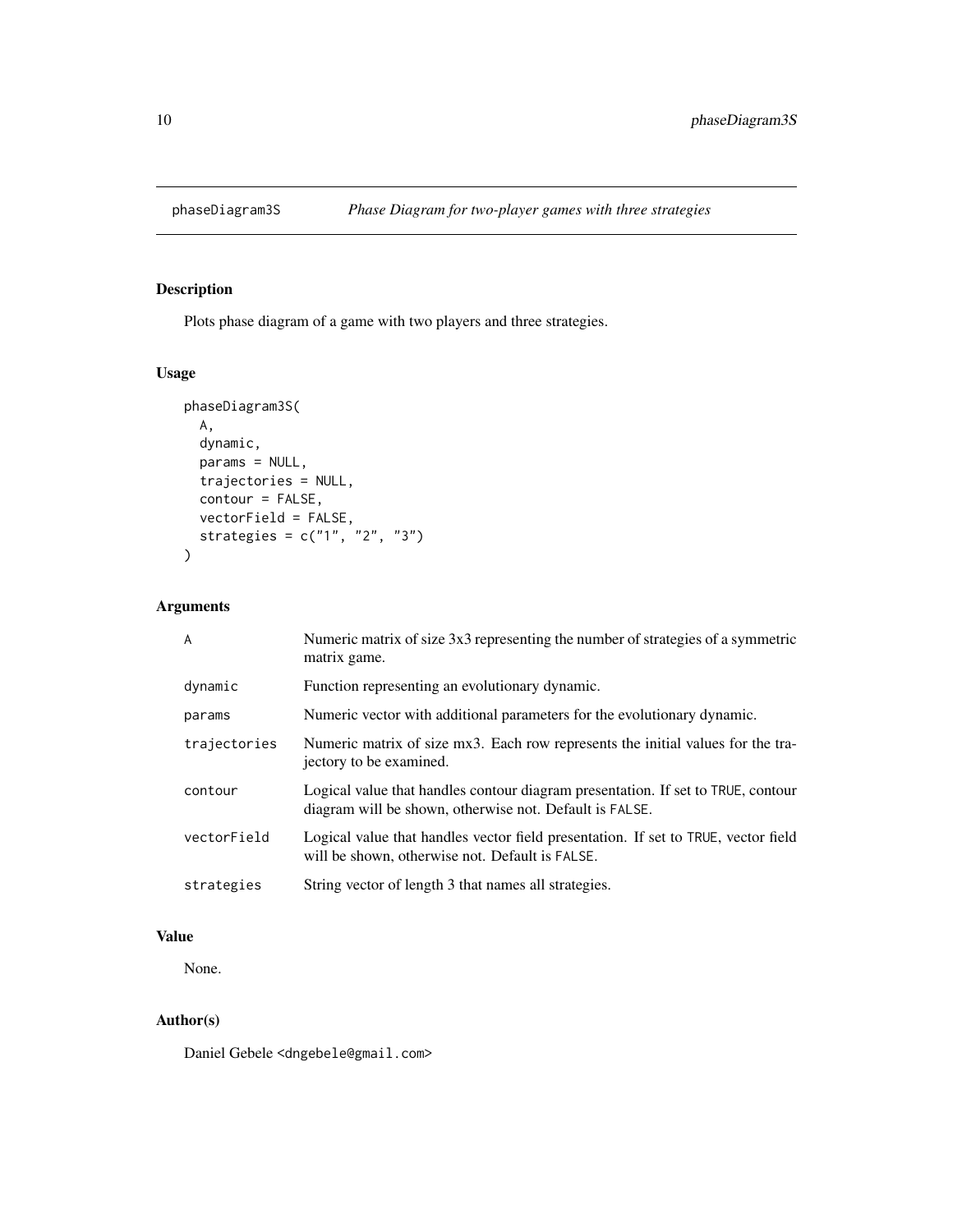# phaseDiagram3S — *Phase Diagram for two-player games with three strategies*

## Description

Plots phase diagram of a game with two players and three strategies.

## Usage

```
phaseDiagram3S(
  A,
  dynamic,
  params = NULL,
  trajectories = NULL,
  contour = FALSE,
  vectorField = FALSE,
  strategies = c("1", "2", "3")
)
```

## Arguments

| | |
|---|---|
| A | Numeric matrix of size 3x3 representing the number of strategies of a symmetric matrix game. |
| dynamic | Function representing an evolutionary dynamic. |
| params | Numeric vector with additional parameters for the evolutionary dynamic. |
| trajectories | Numeric matrix of size mx3. Each row represents the initial values for the trajectory to be examined. |
| contour | Logical value that handles contour diagram presentation. If set to TRUE, contour diagram will be shown, otherwise not. Default is FALSE. |
| vectorField | Logical value that handles vector field presentation. If set to TRUE, vector field will be shown, otherwise not. Default is FALSE. |
| strategies | String vector of length 3 that names all strategies. |

## Value

None.

## Author(s)

Daniel Gebele <dngebele@gmail.com>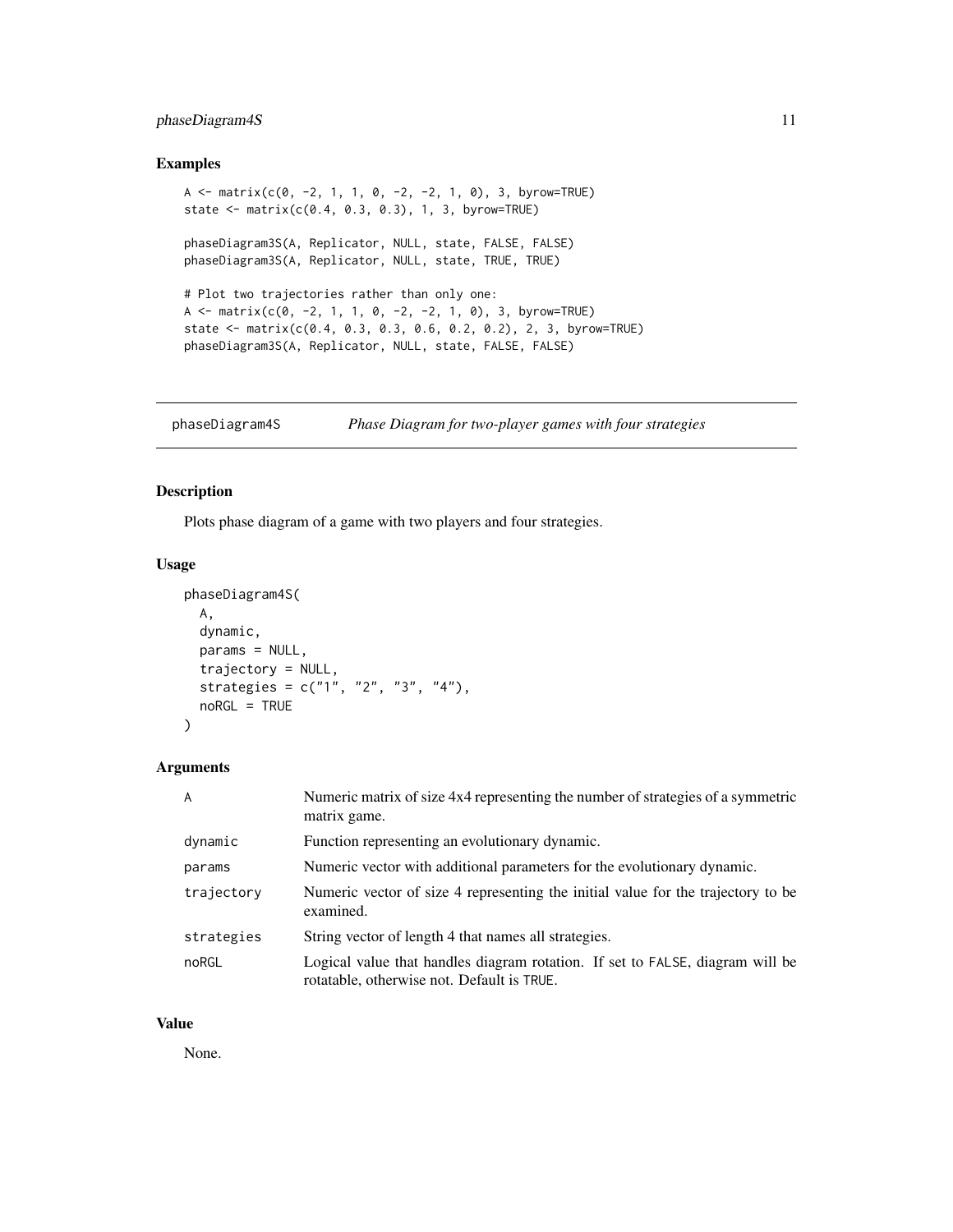### Examples

```
A <- matrix(c(0, -2, 1, 1, 0, -2, -2, 1, 0), 3, byrow=TRUE)
state <- matrix(c(0.4, 0.3, 0.3), 1, 3, byrow=TRUE)

phaseDiagram3S(A, Replicator, NULL, state, FALSE, FALSE)
phaseDiagram3S(A, Replicator, NULL, state, TRUE, TRUE)

# Plot two trajectories rather than only one:
A <- matrix(c(0, -2, 1, 1, 0, -2, -2, 1, 0), 3, byrow=TRUE)
state <- matrix(c(0.4, 0.3, 0.3, 0.6, 0.2, 0.2), 2, 3, byrow=TRUE)
phaseDiagram3S(A, Replicator, NULL, state, FALSE, FALSE)
```

## phaseDiagram4S — *Phase Diagram for two-player games with four strategies*

### Description

Plots phase diagram of a game with two players and four strategies.

### Usage

```
phaseDiagram4S(
  A,
  dynamic,
  params = NULL,
  trajectory = NULL,
  strategies = c("1", "2", "3", "4"),
  noRGL = TRUE
)
```

### Arguments

| | |
|---|---|
| A | Numeric matrix of size 4x4 representing the number of strategies of a symmetric matrix game. |
| dynamic | Function representing an evolutionary dynamic. |
| params | Numeric vector with additional parameters for the evolutionary dynamic. |
| trajectory | Numeric vector of size 4 representing the initial value for the trajectory to be examined. |
| strategies | String vector of length 4 that names all strategies. |
| noRGL | Logical value that handles diagram rotation. If set to FALSE, diagram will be rotatable, otherwise not. Default is TRUE. |

### Value

None.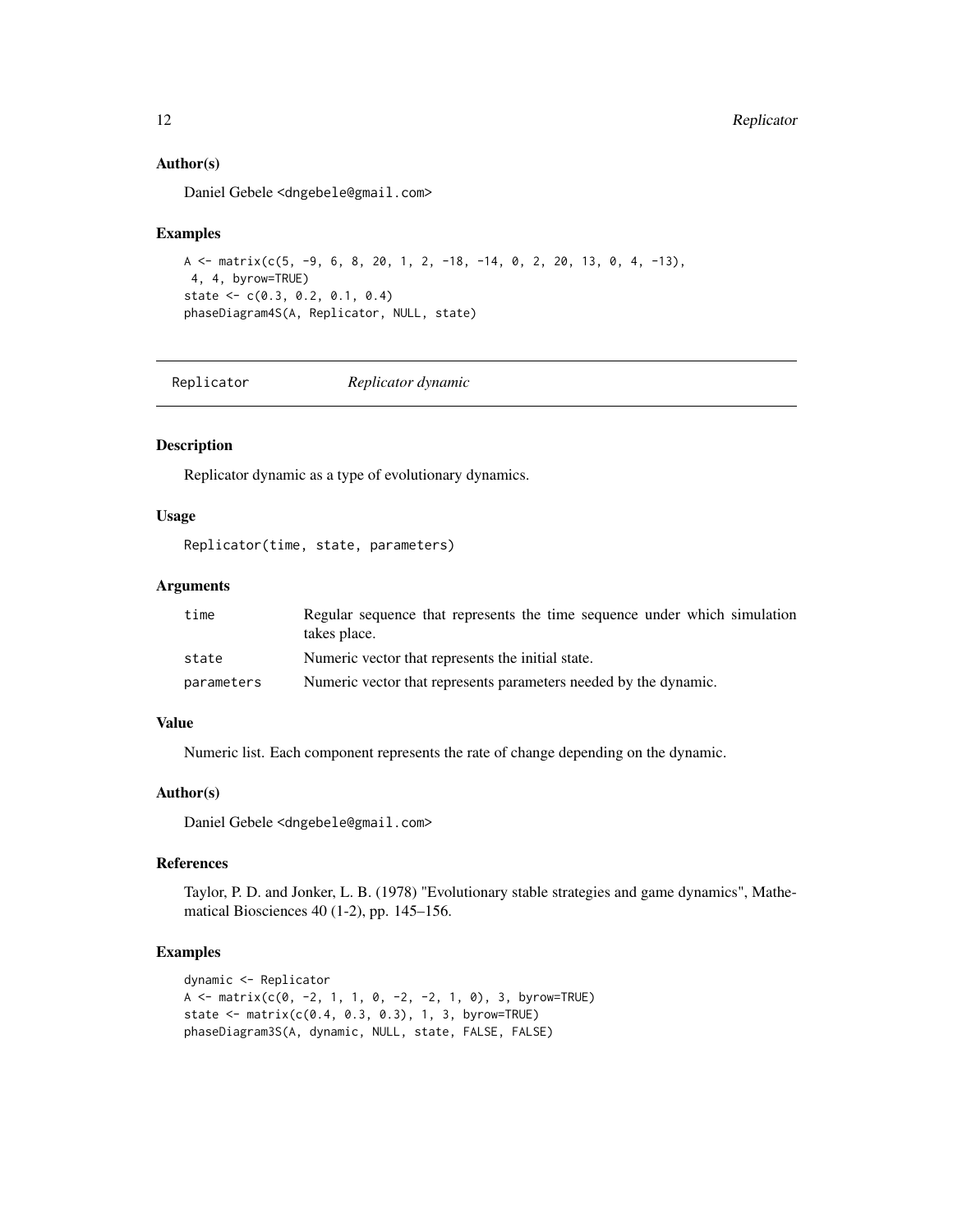### Author(s)

Daniel Gebele <dngebele@gmail.com>

### Examples

```
A <- matrix(c(5, -9, 6, 8, 20, 1, 2, -18, -14, 0, 2, 20, 13, 0, 4, -13),
 4, 4, byrow=TRUE)
state <- c(0.3, 0.2, 0.1, 0.4)
phaseDiagram4S(A, Replicator, NULL, state)
```

---

## Replicator *Replicator dynamic*

---

### Description

Replicator dynamic as a type of evolutionary dynamics.

### Usage

```
Replicator(time, state, parameters)
```

### Arguments

| | |
|---|---|
| time | Regular sequence that represents the time sequence under which simulation takes place. |
| state | Numeric vector that represents the initial state. |
| parameters | Numeric vector that represents parameters needed by the dynamic. |

### Value

Numeric list. Each component represents the rate of change depending on the dynamic.

### Author(s)

Daniel Gebele <dngebele@gmail.com>

### References

Taylor, P. D. and Jonker, L. B. (1978) "Evolutionary stable strategies and game dynamics", Mathematical Biosciences 40 (1-2), pp. 145–156.

### Examples

```
dynamic <- Replicator
A <- matrix(c(0, -2, 1, 1, 0, -2, -2, 1, 0), 3, byrow=TRUE)
state <- matrix(c(0.4, 0.3, 0.3), 1, 3, byrow=TRUE)
phaseDiagram3S(A, dynamic, NULL, state, FALSE, FALSE)
```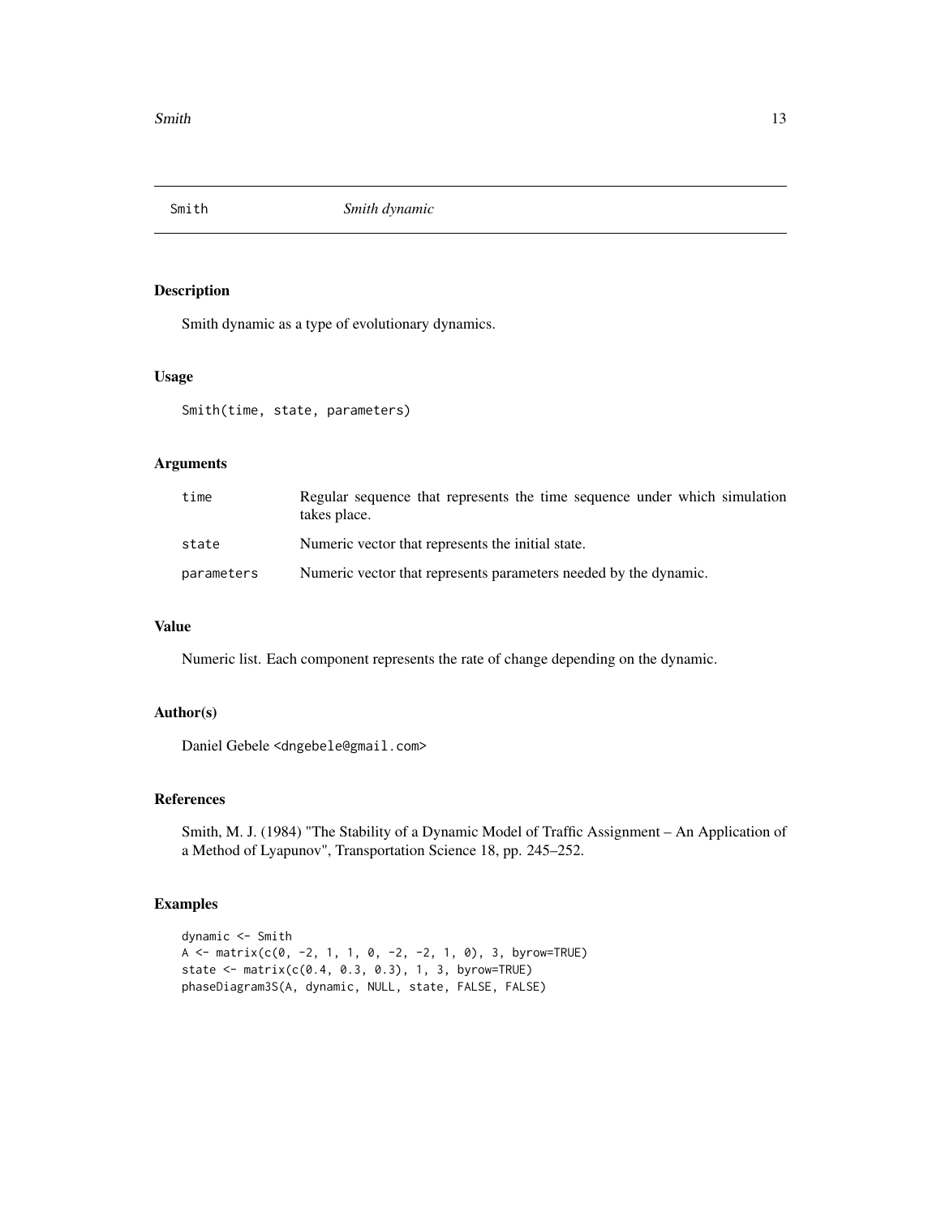# Smith — *Smith dynamic*

## Description

Smith dynamic as a type of evolutionary dynamics.

## Usage

```
Smith(time, state, parameters)
```

## Arguments

| | |
|---|---|
| time | Regular sequence that represents the time sequence under which simulation takes place. |
| state | Numeric vector that represents the initial state. |
| parameters | Numeric vector that represents parameters needed by the dynamic. |

## Value

Numeric list. Each component represents the rate of change depending on the dynamic.

## Author(s)

Daniel Gebele <dngebele@gmail.com>

## References

Smith, M. J. (1984) "The Stability of a Dynamic Model of Traffic Assignment – An Application of a Method of Lyapunov", Transportation Science 18, pp. 245–252.

## Examples

```
dynamic <- Smith
A <- matrix(c(0, -2, 1, 1, 0, -2, -2, 1, 0), 3, byrow=TRUE)
state <- matrix(c(0.4, 0.3, 0.3), 1, 3, byrow=TRUE)
phaseDiagram3S(A, dynamic, NULL, state, FALSE, FALSE)
```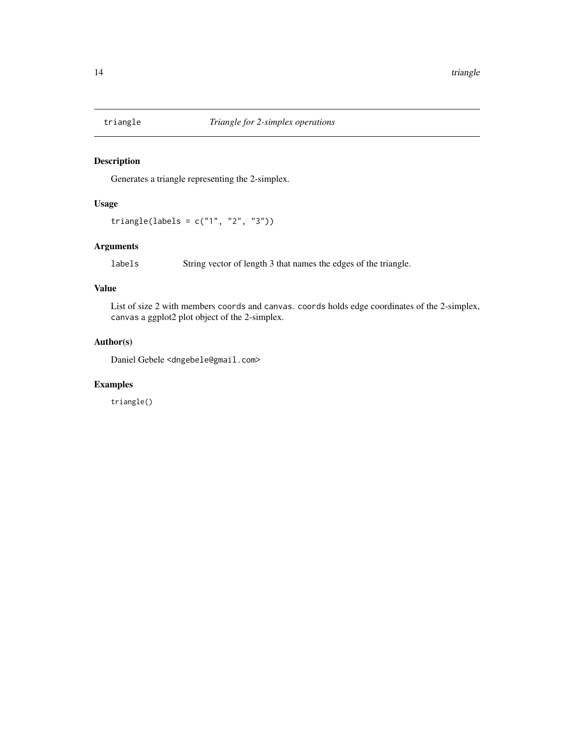# triangle — *Triangle for 2-simplex operations*

## Description

Generates a triangle representing the 2-simplex.

## Usage

```
triangle(labels = c("1", "2", "3"))
```

## Arguments

labels — String vector of length 3 that names the edges of the triangle.

## Value

List of size 2 with members `coords` and `canvas`. `coords` holds edge coordinates of the 2-simplex, `canvas` a ggplot2 plot object of the 2-simplex.

## Author(s)

Daniel Gebele <dngebele@gmail.com>

## Examples

```
triangle()
```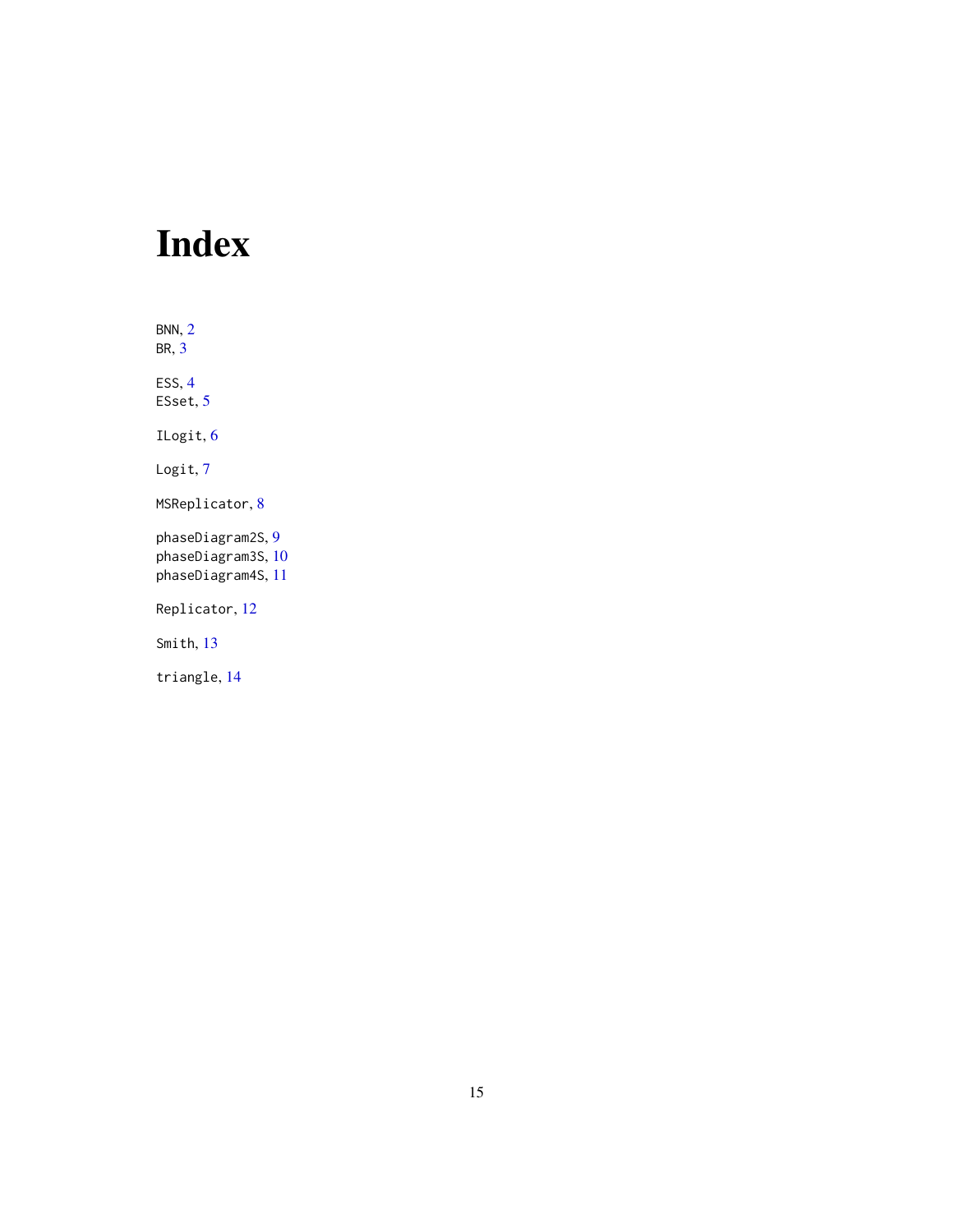# Index

BNN, 2
BR, 3

ESS, 4
ESset, 5

ILogit, 6

Logit, 7

MSReplicator, 8

phaseDiagram2S, 9
phaseDiagram3S, 10
phaseDiagram4S, 11

Replicator, 12

Smith, 13

triangle, 14